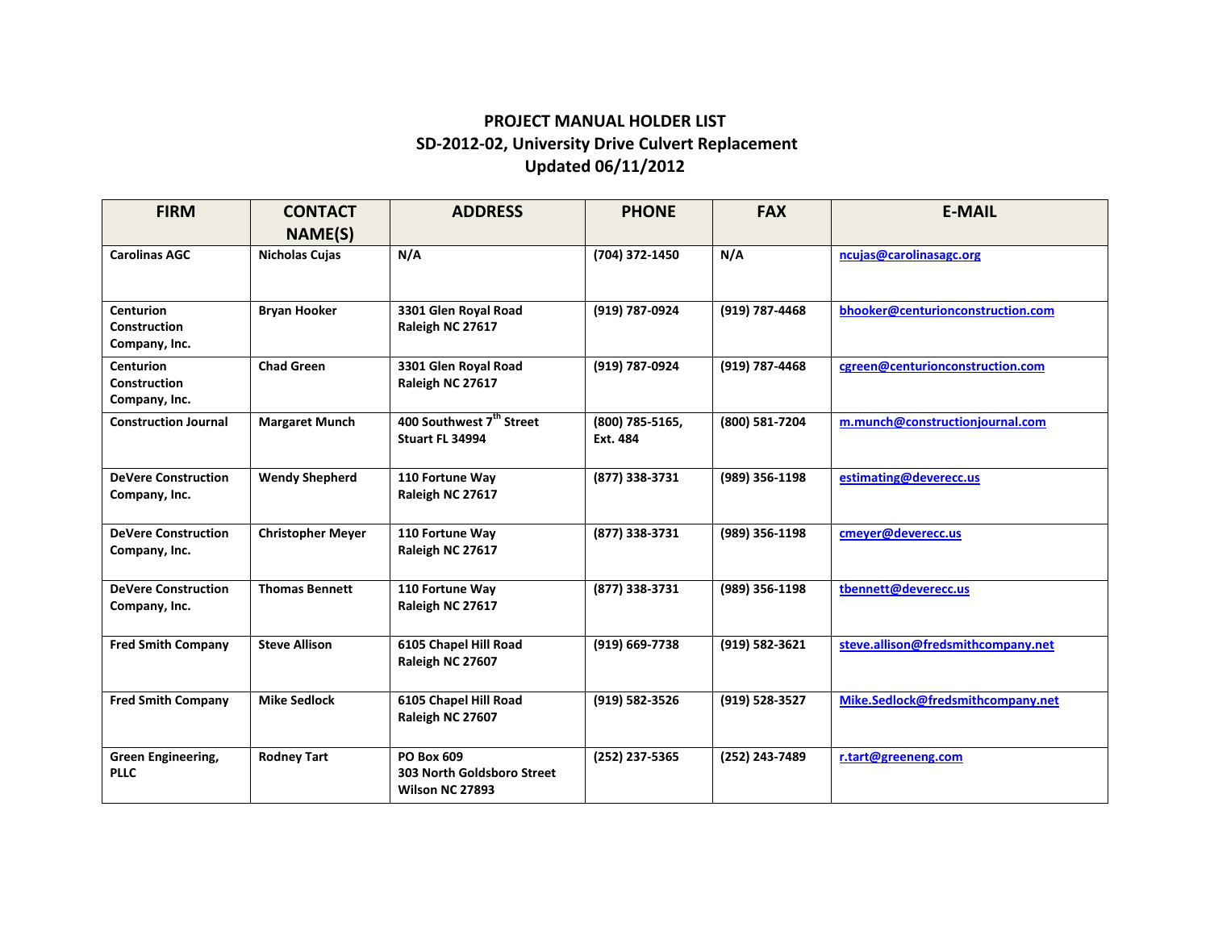# PROJECT MANUAL HOLDER LIST
## SD-2012-02, University Drive Culvert Replacement
## Updated 06/11/2012

| FIRM | CONTACT NAME(S) | ADDRESS | PHONE | FAX | E-MAIL |
|---|---|---|---|---|---|
| **Carolinas AGC** | **Nicholas Cujas** | **N/A** | **(704) 372-1450** | **N/A** | ncujas@carolinasagc.org |
| **Centurion Construction Company, Inc.** | **Bryan Hooker** | **3301 Glen Royal Road Raleigh NC 27617** | **(919) 787-0924** | **(919) 787-4468** | bhooker@centurionconstruction.com |
| **Centurion Construction Company, Inc.** | **Chad Green** | **3301 Glen Royal Road Raleigh NC 27617** | **(919) 787-0924** | **(919) 787-4468** | cgreen@centurionconstruction.com |
| **Construction Journal** | **Margaret Munch** | **400 Southwest 7th Street Stuart FL 34994** | **(800) 785-5165, Ext. 484** | **(800) 581-7204** | m.munch@constructionjournal.com |
| **DeVere Construction Company, Inc.** | **Wendy Shepherd** | **110 Fortune Way Raleigh NC 27617** | **(877) 338-3731** | **(989) 356-1198** | estimating@deverecc.us |
| **DeVere Construction Company, Inc.** | **Christopher Meyer** | **110 Fortune Way Raleigh NC 27617** | **(877) 338-3731** | **(989) 356-1198** | cmeyer@deverecc.us |
| **DeVere Construction Company, Inc.** | **Thomas Bennett** | **110 Fortune Way Raleigh NC 27617** | **(877) 338-3731** | **(989) 356-1198** | tbennett@deverecc.us |
| **Fred Smith Company** | **Steve Allison** | **6105 Chapel Hill Road Raleigh NC 27607** | **(919) 669-7738** | **(919) 582-3621** | steve.allison@fredsmithcompany.net |
| **Fred Smith Company** | **Mike Sedlock** | **6105 Chapel Hill Road Raleigh NC 27607** | **(919) 582-3526** | **(919) 528-3527** | Mike.Sedlock@fredsmithcompany.net |
| **Green Engineering, PLLC** | **Rodney Tart** | **PO Box 609 303 North Goldsboro Street Wilson NC 27893** | **(252) 237-5365** | **(252) 243-7489** | r.tart@greeneng.com |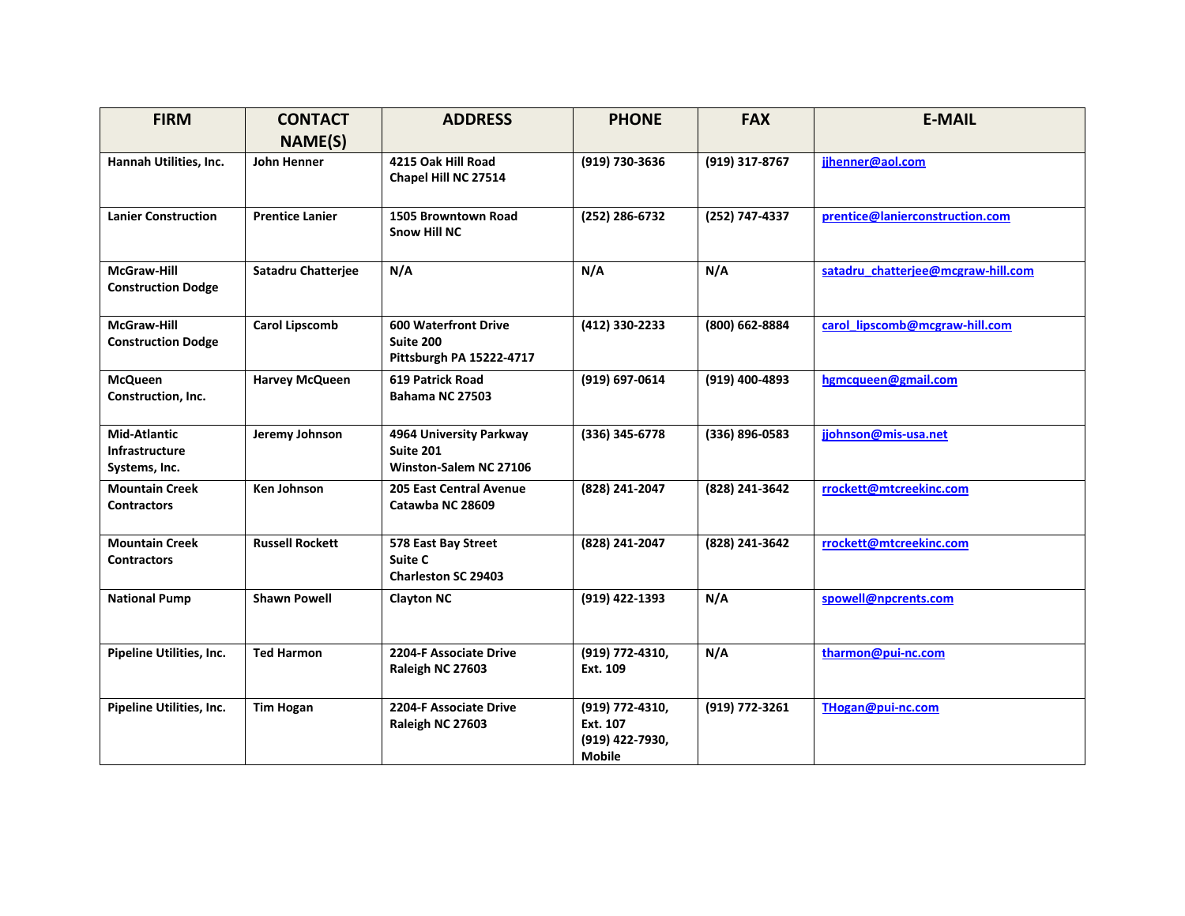| FIRM | CONTACT NAME(S) | ADDRESS | PHONE | FAX | E-MAIL |
|---|---|---|---|---|---|
| **Hannah Utilities, Inc.** | **John Henner** | **4215 Oak Hill Road Chapel Hill NC 27514** | **(919) 730-3636** | **(919) 317-8767** | **jjhenner@aol.com** |
| **Lanier Construction** | **Prentice Lanier** | **1505 Browntown Road Snow Hill NC** | **(252) 286-6732** | **(252) 747-4337** | **prentice@lanierconstruction.com** |
| **McGraw-Hill Construction Dodge** | **Satadru Chatterjee** | **N/A** | **N/A** | **N/A** | **satadru_chatterjee@mcgraw-hill.com** |
| **McGraw-Hill Construction Dodge** | **Carol Lipscomb** | **600 Waterfront Drive Suite 200 Pittsburgh PA 15222-4717** | **(412) 330-2233** | **(800) 662-8884** | **carol_lipscomb@mcgraw-hill.com** |
| **McQueen Construction, Inc.** | **Harvey McQueen** | **619 Patrick Road Bahama NC 27503** | **(919) 697-0614** | **(919) 400-4893** | **hgmcqueen@gmail.com** |
| **Mid-Atlantic Infrastructure Systems, Inc.** | **Jeremy Johnson** | **4964 University Parkway Suite 201 Winston-Salem NC 27106** | **(336) 345-6778** | **(336) 896-0583** | **jjohnson@mis-usa.net** |
| **Mountain Creek Contractors** | **Ken Johnson** | **205 East Central Avenue Catawba NC 28609** | **(828) 241-2047** | **(828) 241-3642** | **rrockett@mtcreekinc.com** |
| **Mountain Creek Contractors** | **Russell Rockett** | **578 East Bay Street Suite C Charleston SC 29403** | **(828) 241-2047** | **(828) 241-3642** | **rrockett@mtcreekinc.com** |
| **National Pump** | **Shawn Powell** | **Clayton NC** | **(919) 422-1393** | **N/A** | **spowell@npcrents.com** |
| **Pipeline Utilities, Inc.** | **Ted Harmon** | **2204-F Associate Drive Raleigh NC 27603** | **(919) 772-4310, Ext. 109** | **N/A** | **tharmon@pui-nc.com** |
| **Pipeline Utilities, Inc.** | **Tim Hogan** | **2204-F Associate Drive Raleigh NC 27603** | **(919) 772-4310, Ext. 107 (919) 422-7930, Mobile** | **(919) 772-3261** | **THogan@pui-nc.com** |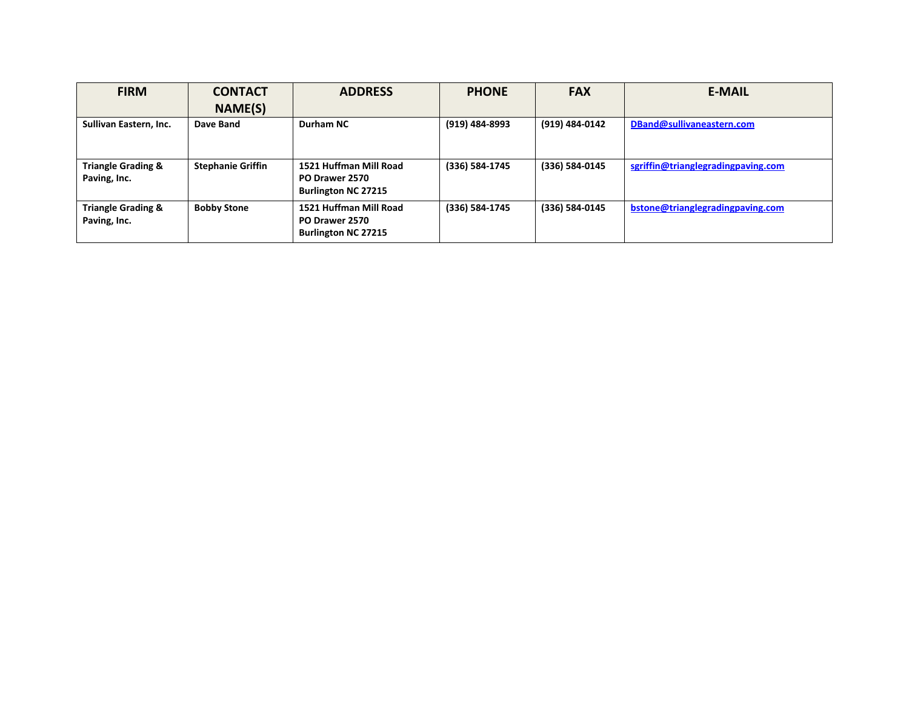| FIRM | CONTACT NAME(S) | ADDRESS | PHONE | FAX | E-MAIL |
| --- | --- | --- | --- | --- | --- |
| **Sullivan Eastern, Inc.** | **Dave Band** | **Durham NC** | **(919) 484-8993** | **(919) 484-0142** | **DBand@sullivaneastern.com** |
| **Triangle Grading & Paving, Inc.** | **Stephanie Griffin** | **1521 Huffman Mill Road<br>PO Drawer 2570<br>Burlington NC 27215** | **(336) 584-1745** | **(336) 584-0145** | **sgriffin@trianglegradingpaving.com** |
| **Triangle Grading & Paving, Inc.** | **Bobby Stone** | **1521 Huffman Mill Road<br>PO Drawer 2570<br>Burlington NC 27215** | **(336) 584-1745** | **(336) 584-0145** | **bstone@trianglegradingpaving.com** |